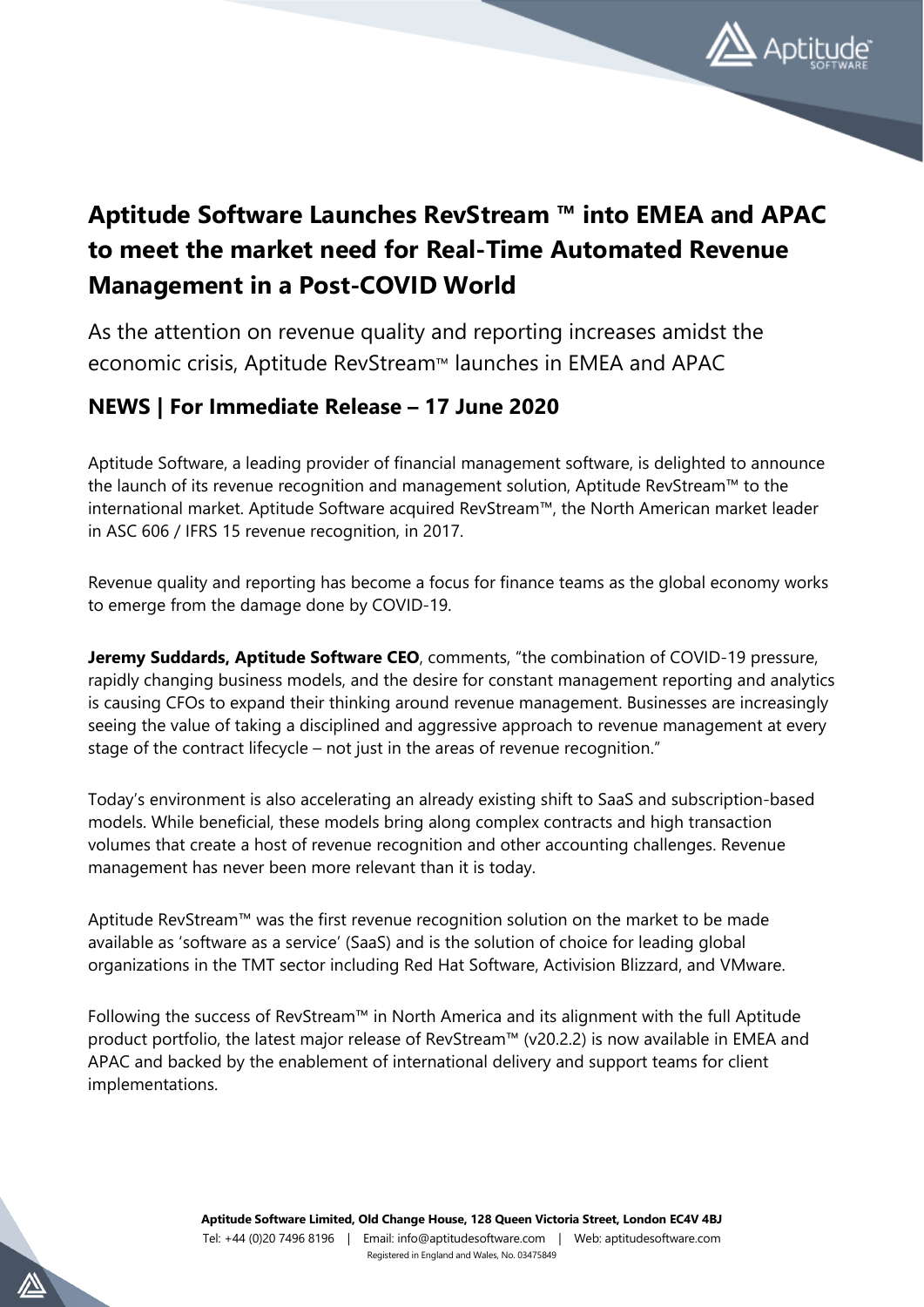# Aptitude Software Launches RevStream ™ into EMEA and APAC to meet the market need for Real-Time Automated Revenue Management in a Post-COVID World

As the attention on revenue quality and reporting increases amidst the economic crisis, Aptitude RevStream™ launches in EMEA and APAC

## NEWS | For Immediate Release – 17 June 2020

Aptitude Software, a leading provider of financial management software, is delighted to announce the launch of its revenue recognition and management solution, Aptitude RevStream™ to the international market. Aptitude Software acquired RevStream™, the North American market leader in ASC 606 / IFRS 15 revenue recognition, in 2017.

Revenue quality and reporting has become a focus for finance teams as the global economy works to emerge from the damage done by COVID-19.

**Jeremy Suddards, Aptitude Software CEO**, comments, "the combination of COVID-19 pressure, rapidly changing business models, and the desire for constant management reporting and analytics is causing CFOs to expand their thinking around revenue management. Businesses are increasingly seeing the value of taking a disciplined and aggressive approach to revenue management at every stage of the contract lifecycle – not just in the areas of revenue recognition."

Today's environment is also accelerating an already existing shift to SaaS and subscription-based models. While beneficial, these models bring along complex contracts and high transaction volumes that create a host of revenue recognition and other accounting challenges. Revenue management has never been more relevant than it is today.

Aptitude RevStream™ was the first revenue recognition solution on the market to be made available as 'software as a service' (SaaS) and is the solution of choice for leading global organizations in the TMT sector including Red Hat Software, Activision Blizzard, and VMware.

Following the success of RevStream™ in North America and its alignment with the full Aptitude product portfolio, the latest major release of RevStream™ (v20.2.2) is now available in EMEA and APAC and backed by the enablement of international delivery and support teams for client implementations.

**Aptitude Software Limited, Old Change House, 128 Queen Victoria Street, London EC4V 4BJ**
Tel: +44 (0)20 7496 8196 | Email: info@aptitudesoftware.com | Web: aptitudesoftware.com
Registered in England and Wales, No. 03475849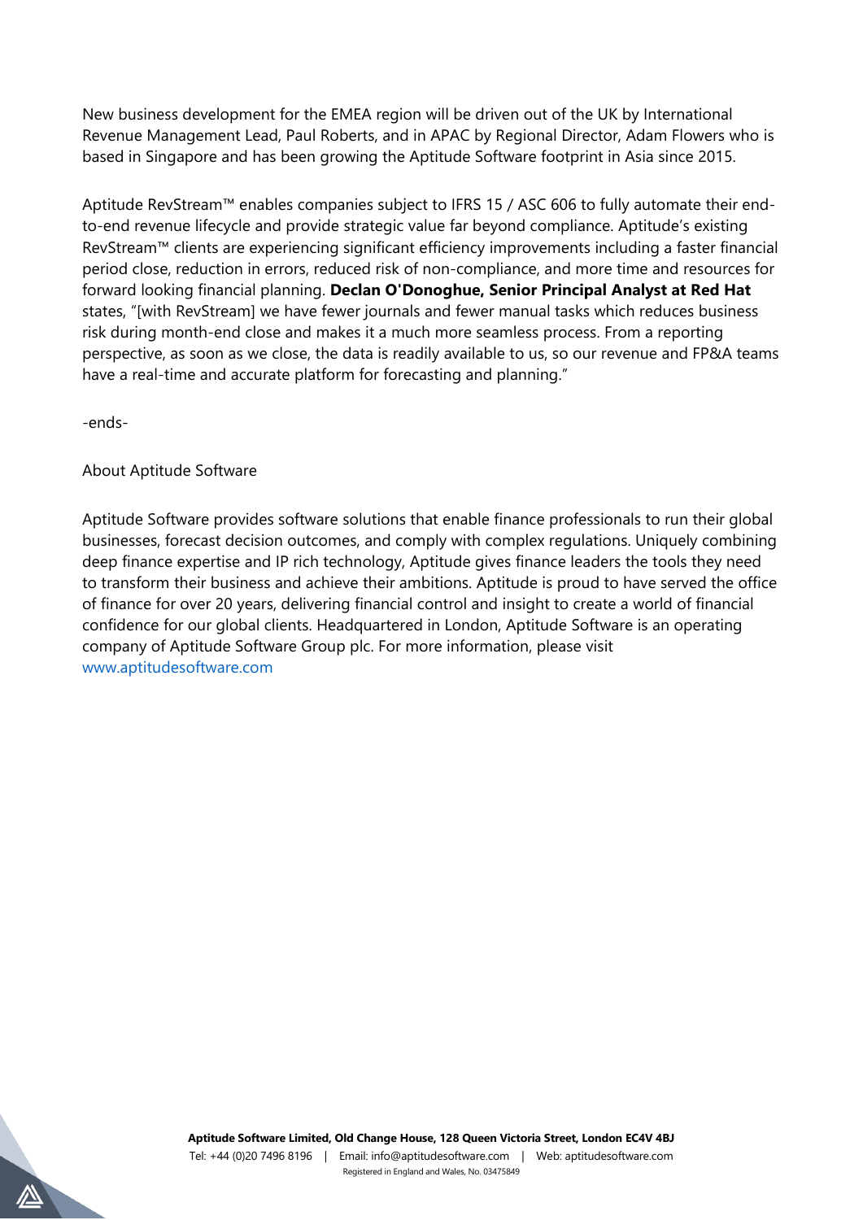New business development for the EMEA region will be driven out of the UK by International Revenue Management Lead, Paul Roberts, and in APAC by Regional Director, Adam Flowers who is based in Singapore and has been growing the Aptitude Software footprint in Asia since 2015.

Aptitude RevStream™ enables companies subject to IFRS 15 / ASC 606 to fully automate their end-to-end revenue lifecycle and provide strategic value far beyond compliance. Aptitude's existing RevStream™ clients are experiencing significant efficiency improvements including a faster financial period close, reduction in errors, reduced risk of non-compliance, and more time and resources for forward looking financial planning. **Declan O'Donoghue, Senior Principal Analyst at Red Hat** states, "[with RevStream] we have fewer journals and fewer manual tasks which reduces business risk during month-end close and makes it a much more seamless process. From a reporting perspective, as soon as we close, the data is readily available to us, so our revenue and FP&A teams have a real-time and accurate platform for forecasting and planning."

-ends-

About Aptitude Software

Aptitude Software provides software solutions that enable finance professionals to run their global businesses, forecast decision outcomes, and comply with complex regulations. Uniquely combining deep finance expertise and IP rich technology, Aptitude gives finance leaders the tools they need to transform their business and achieve their ambitions. Aptitude is proud to have served the office of finance for over 20 years, delivering financial control and insight to create a world of financial confidence for our global clients. Headquartered in London, Aptitude Software is an operating company of Aptitude Software Group plc. For more information, please visit www.aptitudesoftware.com

**Aptitude Software Limited, Old Change House, 128 Queen Victoria Street, London EC4V 4BJ**
Tel: +44 (0)20 7496 8196 | Email: info@aptitudesoftware.com | Web: aptitudesoftware.com
Registered in England and Wales, No. 03475849